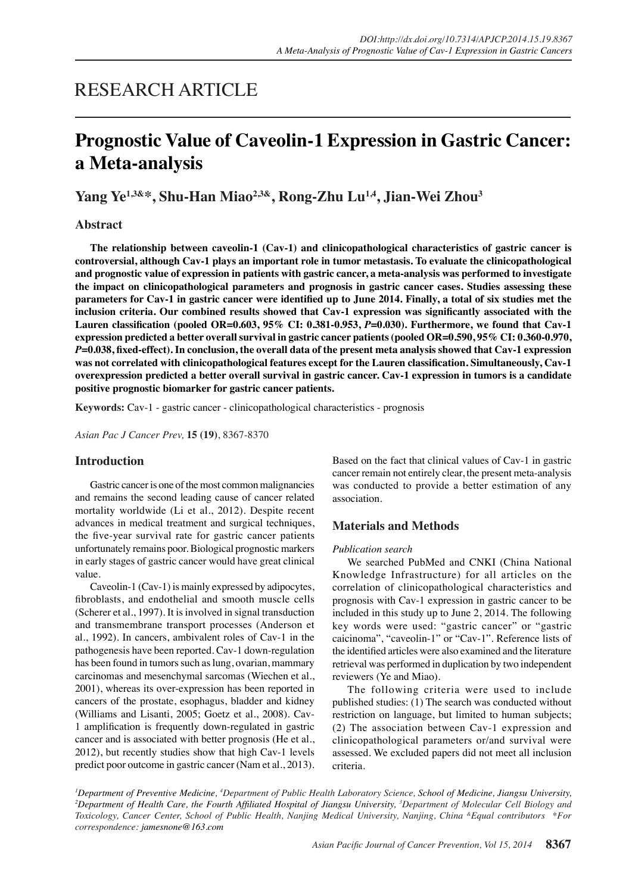RESEARCH ARTICLE

# Prognostic Value of Caveolin-1 Expression in Gastric Cancer: a Meta-analysis

**Yang Ye[1,3&*], Shu-Han Miao[2,3&], Rong-Zhu Lu[1,4], Jian-Wei Zhou[3]**

## Abstract

**The relationship between caveolin-1 (Cav-1) and clinicopathological characteristics of gastric cancer is controversial, although Cav-1 plays an important role in tumor metastasis. To evaluate the clinicopathological and prognostic value of expression in patients with gastric cancer, a meta-analysis was performed to investigate the impact on clinicopathological parameters and prognosis in gastric cancer cases. Studies assessing these parameters for Cav-1 in gastric cancer were identified up to June 2014. Finally, a total of six studies met the inclusion criteria. Our combined results showed that Cav-1 expression was significantly associated with the Lauren classification (pooled OR=0.603, 95% CI: 0.381-0.953, *P*=0.030). Furthermore, we found that Cav-1 expression predicted a better overall survival in gastric cancer patients (pooled OR=0.590, 95% CI: 0.360-0.970, *P*=0.038, fixed-effect). In conclusion, the overall data of the present meta analysis showed that Cav-1 expression was not correlated with clinicopathological features except for the Lauren classification. Simultaneously, Cav-1 overexpression predicted a better overall survival in gastric cancer. Cav-1 expression in tumors is a candidate positive prognostic biomarker for gastric cancer patients.**

**Keywords:** Cav-1 - gastric cancer - clinicopathological characteristics - prognosis

*Asian Pac J Cancer Prev,* **15 (19)**, 8367-8370

## Introduction

Gastric cancer is one of the most common malignancies and remains the second leading cause of cancer related mortality worldwide (Li et al., 2012). Despite recent advances in medical treatment and surgical techniques, the five-year survival rate for gastric cancer patients unfortunately remains poor. Biological prognostic markers in early stages of gastric cancer would have great clinical value.

Caveolin-1 (Cav-1) is mainly expressed by adipocytes, fibroblasts, and endothelial and smooth muscle cells (Scherer et al., 1997). It is involved in signal transduction and transmembrane transport processes (Anderson et al., 1992). In cancers, ambivalent roles of Cav-1 in the pathogenesis have been reported. Cav-1 down-regulation has been found in tumors such as lung, ovarian, mammary carcinomas and mesenchymal sarcomas (Wiechen et al., 2001), whereas its over-expression has been reported in cancers of the prostate, esophagus, bladder and kidney (Williams and Lisanti, 2005; Goetz et al., 2008). Cav-1 amplification is frequently down-regulated in gastric cancer and is associated with better prognosis (He et al., 2012), but recently studies show that high Cav-1 levels predict poor outcome in gastric cancer (Nam et al., 2013). Based on the fact that clinical values of Cav-1 in gastric cancer remain not entirely clear, the present meta-analysis was conducted to provide a better estimation of any association.

## Materials and Methods

### *Publication search*

We searched PubMed and CNKI (China National Knowledge Infrastructure) for all articles on the correlation of clinicopathological characteristics and prognosis with Cav-1 expression in gastric cancer to be included in this study up to June 2, 2014. The following key words were used: "gastric cancer" or "gastric caicinoma", "caveolin-1" or "Cav-1". Reference lists of the identified articles were also examined and the literature retrieval was performed in duplication by two independent reviewers (Ye and Miao).

The following criteria were used to include published studies: (1) The search was conducted without restriction on language, but limited to human subjects; (2) The association between Cav-1 expression and clinicopathological parameters or/and survival were assessed. We excluded papers did not meet all inclusion criteria.

*[1]Department of Preventive Medicine, [4]Department of Public Health Laboratory Science, School of Medicine, Jiangsu University, [2]Department of Health Care, the Fourth Affiliated Hospital of Jiangsu University, [3]Department of Molecular Cell Biology and Toxicology, Cancer Center, School of Public Health, Nanjing Medical University, Nanjing, China [&]Equal contributors \*For correspondence: jamesnone@163.com*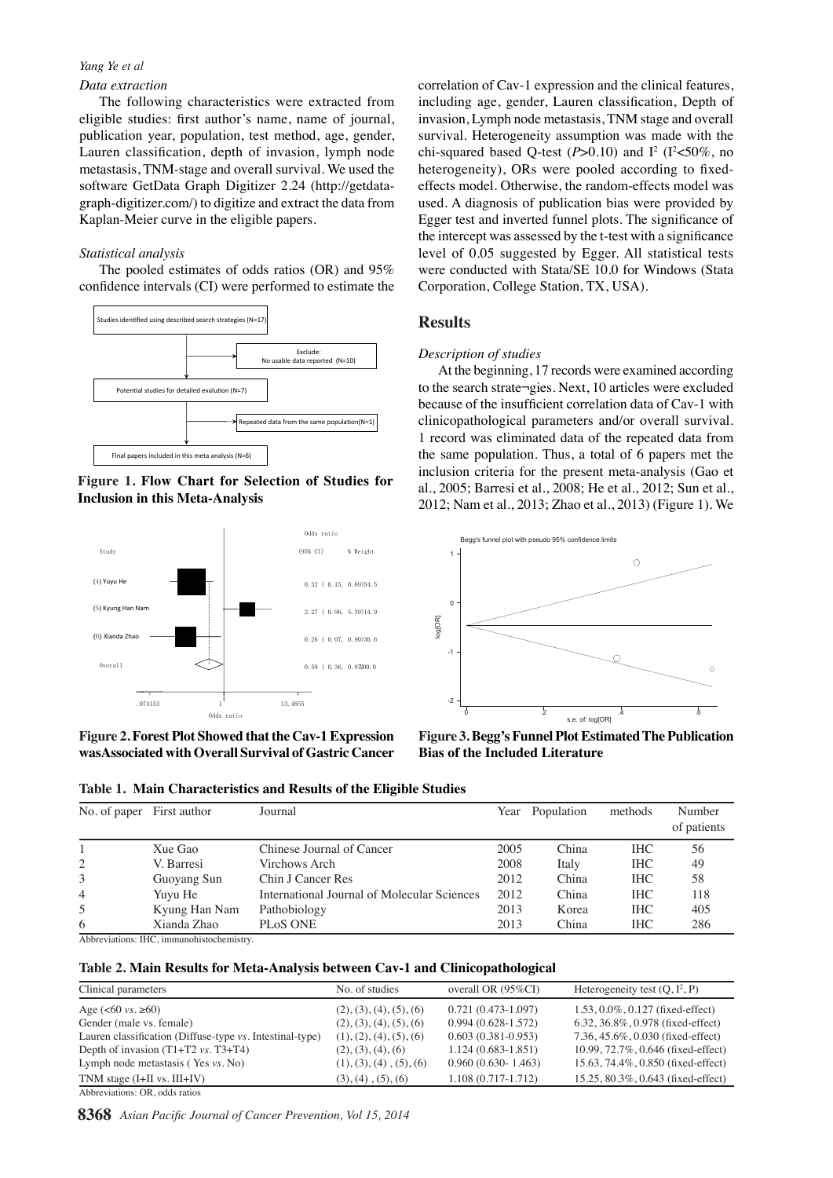### Data extraction

The following characteristics were extracted from eligible studies: first author's name, name of journal, publication year, population, test method, age, gender, Lauren classification, depth of invasion, lymph node metastasis, TNM-stage and overall survival. We used the software GetData Graph Digitizer 2.24 (http://getdata-graph-digitizer.com/) to digitize and extract the data from Kaplan-Meier curve in the eligible papers.

### Statistical analysis

The pooled estimates of odds ratios (OR) and 95% confidence intervals (CI) were performed to estimate the correlation of Cav-1 expression and the clinical features, including age, gender, Lauren classification, Depth of invasion, Lymph node metastasis, TNM stage and overall survival. Heterogeneity assumption was made with the chi-squared based Q-test ($P$>0.10) and $I^2$ ($I^2$<50%, no heterogeneity), ORs were pooled according to fixed-effects model. Otherwise, the random-effects model was used. A diagnosis of publication bias were provided by Egger test and inverted funnel plots. The significance of the intercept was assessed by the t-test with a significance level of 0.05 suggested by Egger. All statistical tests were conducted with Stata/SE 10.0 for Windows (Stata Corporation, College Station, TX, USA).

**Figure 1. Flow Chart for Selection of Studies for Inclusion in this Meta-Analysis**

**Figure 2. Forest Plot Showed that the Cav-1 Expression wasAssociated with Overall Survival of Gastric Cancer**

## Results

### Description of studies

At the beginning, 17 records were examined according to the search strate¬gies. Next, 10 articles were excluded because of the insufficient correlation data of Cav-1 with clinicopathological parameters and/or overall survival. 1 record was eliminated data of the repeated data from the same population. Thus, a total of 6 papers met the inclusion criteria for the present meta-analysis (Gao et al., 2005; Barresi et al., 2008; He et al., 2012; Sun et al., 2012; Nam et al., 2013; Zhao et al., 2013) (Figure 1). We

**Figure 3. Begg's Funnel Plot Estimated The Publication Bias of the Included Literature**

**Table 1. Main Characteristics and Results of the Eligible Studies**

| No. of paper | First author | Journal | Year | Population | methods | Number of patients |
|---|---|---|---|---|---|---|
| 1 | Xue Gao | Chinese Journal of Cancer | 2005 | China | IHC | 56 |
| 2 | V. Barresi | Virchows Arch | 2008 | Italy | IHC | 49 |
| 3 | Guoyang Sun | Chin J Cancer Res | 2012 | China | IHC | 58 |
| 4 | Yuyu He | International Journal of Molecular Sciences | 2012 | China | IHC | 118 |
| 5 | Kyung Han Nam | Pathobiology | 2013 | Korea | IHC | 405 |
| 6 | Xianda Zhao | PLoS ONE | 2013 | China | IHC | 286 |

Abbreviations: IHC, immunohistochemistry.

**Table 2. Main Results for Meta-Analysis between Cav-1 and Clinicopathological**

| Clinical parameters | No. of studies | overall OR (95%CI) | Heterogeneity test (Q, $I^2$, P) |
|---|---|---|---|
| Age (<60 *vs*. ≥60) | (2), (3), (4), (5), (6) | 0.721 (0.473-1.097) | 1.53, 0.0%, 0.127 (fixed-effect) |
| Gender (male vs. female) | (2), (3), (4), (5), (6) | 0.994 (0.628-1.572) | 6.32, 36.8%, 0.978 (fixed-effect) |
| Lauren classification (Diffuse-type *vs*. Intestinal-type) | (1), (2), (4), (5), (6) | 0.603 (0.381-0.953) | 7.36, 45.6%, 0.030 (fixed-effect) |
| Depth of invasion (T1+T2 *vs*. T3+T4) | (2), (3), (4), (6) | 1.124 (0.683-1.851) | 10.99, 72.7%, 0.646 (fixed-effect) |
| Lymph node metastasis ( Yes *vs*. No) | (1), (3), (4) , (5), (6) | 0.960 (0.630- 1.463) | 15.63, 74.4%, 0.850 (fixed-effect) |
| TNM stage (I+II vs. III+IV) | (3), (4) , (5), (6) | 1.108 (0.717-1.712) | 15.25, 80.3%, 0.643 (fixed-effect) |

Abbreviations: OR, odds ratios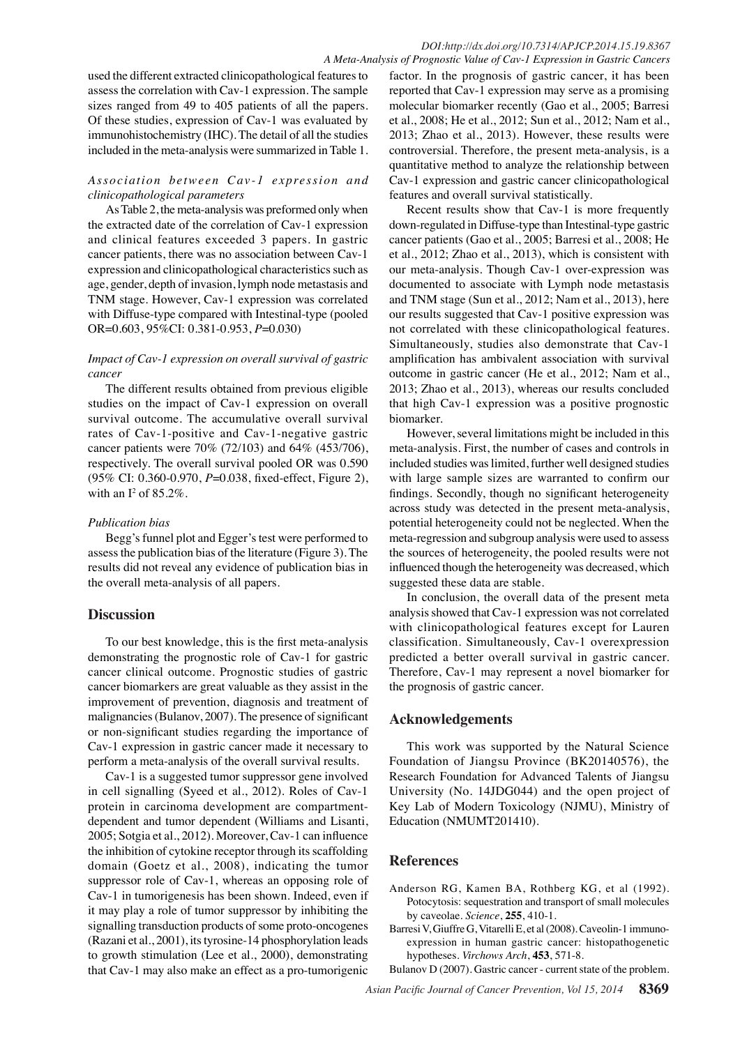used the different extracted clinicopathological features to assess the correlation with Cav-1 expression. The sample sizes ranged from 49 to 405 patients of all the papers. Of these studies, expression of Cav-1 was evaluated by immunohistochemistry (IHC). The detail of all the studies included in the meta-analysis were summarized in Table 1.

### *Association between Cav-1 expression and clinicopathological parameters*

As Table 2, the meta-analysis was preformed only when the extracted date of the correlation of Cav-1 expression and clinical features exceeded 3 papers. In gastric cancer patients, there was no association between Cav-1 expression and clinicopathological characteristics such as age, gender, depth of invasion, lymph node metastasis and TNM stage. However, Cav-1 expression was correlated with Diffuse-type compared with Intestinal-type (pooled OR=0.603, 95%CI: 0.381-0.953, *P*=0.030)

### *Impact of Cav-1 expression on overall survival of gastric cancer*

The different results obtained from previous eligible studies on the impact of Cav-1 expression on overall survival outcome. The accumulative overall survival rates of Cav-1-positive and Cav-1-negative gastric cancer patients were 70% (72/103) and 64% (453/706), respectively. The overall survival pooled OR was 0.590 (95% CI: 0.360-0.970, *P*=0.038, fixed-effect, Figure 2), with an $I^2$ of 85.2%.

### *Publication bias*

Begg's funnel plot and Egger's test were performed to assess the publication bias of the literature (Figure 3). The results did not reveal any evidence of publication bias in the overall meta-analysis of all papers.

## Discussion

To our best knowledge, this is the first meta-analysis demonstrating the prognostic role of Cav-1 for gastric cancer clinical outcome. Prognostic studies of gastric cancer biomarkers are great valuable as they assist in the improvement of prevention, diagnosis and treatment of malignancies (Bulanov, 2007). The presence of significant or non-significant studies regarding the importance of Cav-1 expression in gastric cancer made it necessary to perform a meta-analysis of the overall survival results.

Cav-1 is a suggested tumor suppressor gene involved in cell signalling (Syeed et al., 2012). Roles of Cav-1 protein in carcinoma development are compartment-dependent and tumor dependent (Williams and Lisanti, 2005; Sotgia et al., 2012). Moreover, Cav-1 can influence the inhibition of cytokine receptor through its scaffolding domain (Goetz et al., 2008), indicating the tumor suppressor role of Cav-1, whereas an opposing role of Cav-1 in tumorigenesis has been shown. Indeed, even if it may play a role of tumor suppressor by inhibiting the signalling transduction products of some proto-oncogenes (Razani et al., 2001), its tyrosine-14 phosphorylation leads to growth stimulation (Lee et al., 2000), demonstrating that Cav-1 may also make an effect as a pro-tumorigenic factor. In the prognosis of gastric cancer, it has been reported that Cav-1 expression may serve as a promising molecular biomarker recently (Gao et al., 2005; Barresi et al., 2008; He et al., 2012; Sun et al., 2012; Nam et al., 2013; Zhao et al., 2013). However, these results were controversial. Therefore, the present meta-analysis, is a quantitative method to analyze the relationship between Cav-1 expression and gastric cancer clinicopathological features and overall survival statistically.

Recent results show that Cav-1 is more frequently down-regulated in Diffuse-type than Intestinal-type gastric cancer patients (Gao et al., 2005; Barresi et al., 2008; He et al., 2012; Zhao et al., 2013), which is consistent with our meta-analysis. Though Cav-1 over-expression was documented to associate with Lymph node metastasis and TNM stage (Sun et al., 2012; Nam et al., 2013), here our results suggested that Cav-1 positive expression was not correlated with these clinicopathological features. Simultaneously, studies also demonstrate that Cav-1 amplification has ambivalent association with survival outcome in gastric cancer (He et al., 2012; Nam et al., 2013; Zhao et al., 2013), whereas our results concluded that high Cav-1 expression was a positive prognostic biomarker.

However, several limitations might be included in this meta-analysis. First, the number of cases and controls in included studies was limited, further well designed studies with large sample sizes are warranted to confirm our findings. Secondly, though no significant heterogeneity across study was detected in the present meta-analysis, potential heterogeneity could not be neglected. When the meta-regression and subgroup analysis were used to assess the sources of heterogeneity, the pooled results were not influenced though the heterogeneity was decreased, which suggested these data are stable.

In conclusion, the overall data of the present meta analysis showed that Cav-1 expression was not correlated with clinicopathological features except for Lauren classification. Simultaneously, Cav-1 overexpression predicted a better overall survival in gastric cancer. Therefore, Cav-1 may represent a novel biomarker for the prognosis of gastric cancer.

## Acknowledgements

This work was supported by the Natural Science Foundation of Jiangsu Province (BK20140576), the Research Foundation for Advanced Talents of Jiangsu University (No. 14JDG044) and the open project of Key Lab of Modern Toxicology (NJMU), Ministry of Education (NMUMT201410).

## References

Anderson RG, Kamen BA, Rothberg KG, et al (1992). Potocytosis: sequestration and transport of small molecules by caveolae. *Science*, **255**, 410-1.

Barresi V, Giuffre G, Vitarelli E, et al (2008). Caveolin-1 immuno-expression in human gastric cancer: histopathogenetic hypotheses. *Virchows Arch*, **453**, 571-8.

Bulanov D (2007). Gastric cancer - current state of the problem.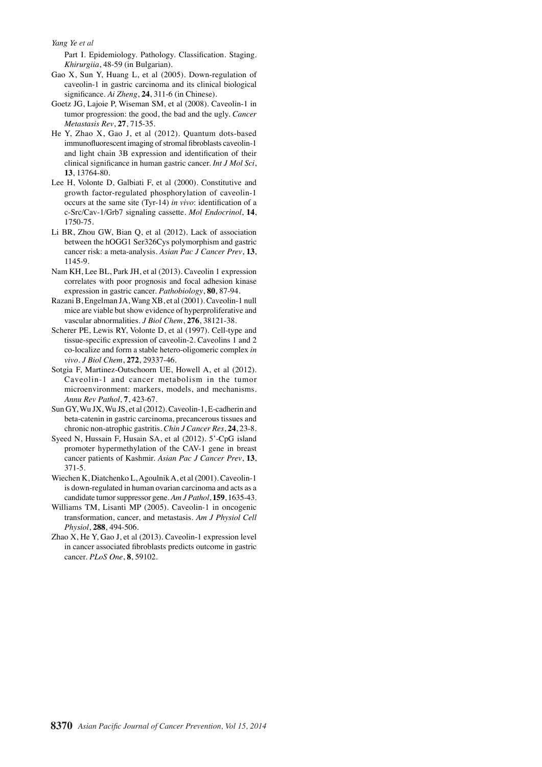Part I. Epidemiology. Pathology. Classification. Staging. *Khirurgiia*, 48-59 (in Bulgarian).

Gao X, Sun Y, Huang L, et al (2005). Down-regulation of caveolin-1 in gastric carcinoma and its clinical biological significance. *Ai Zheng*, **24**, 311-6 (in Chinese).

Goetz JG, Lajoie P, Wiseman SM, et al (2008). Caveolin-1 in tumor progression: the good, the bad and the ugly. *Cancer Metastasis Rev*, **27**, 715-35.

He Y, Zhao X, Gao J, et al (2012). Quantum dots-based immunofluorescent imaging of stromal fibroblasts caveolin-1 and light chain 3B expression and identification of their clinical significance in human gastric cancer. *Int J Mol Sci*, **13**, 13764-80.

Lee H, Volonte D, Galbiati F, et al (2000). Constitutive and growth factor-regulated phosphorylation of caveolin-1 occurs at the same site (Tyr-14) *in vivo*: identification of a c-Src/Cav-1/Grb7 signaling cassette. *Mol Endocrinol*, **14**, 1750-75.

Li BR, Zhou GW, Bian Q, et al (2012). Lack of association between the hOGG1 Ser326Cys polymorphism and gastric cancer risk: a meta-analysis. *Asian Pac J Cancer Prev*, **13**, 1145-9.

Nam KH, Lee BL, Park JH, et al (2013). Caveolin 1 expression correlates with poor prognosis and focal adhesion kinase expression in gastric cancer. *Pathobiology*, **80**, 87-94.

Razani B, Engelman JA, Wang XB, et al (2001). Caveolin-1 null mice are viable but show evidence of hyperproliferative and vascular abnormalities. *J Biol Chem*, **276**, 38121-38.

Scherer PE, Lewis RY, Volonte D, et al (1997). Cell-type and tissue-specific expression of caveolin-2. Caveolins 1 and 2 co-localize and form a stable hetero-oligomeric complex *in vivo*. *J Biol Chem*, **272**, 29337-46.

Sotgia F, Martinez-Outschoorn UE, Howell A, et al (2012). Caveolin-1 and cancer metabolism in the tumor microenvironment: markers, models, and mechanisms. *Annu Rev Pathol*, **7**, 423-67.

Sun GY, Wu JX, Wu JS, et al (2012). Caveolin-1, E-cadherin and beta-catenin in gastric carcinoma, precancerous tissues and chronic non-atrophic gastritis. *Chin J Cancer Res*, **24**, 23-8.

Syeed N, Hussain F, Husain SA, et al (2012). 5'-CpG island promoter hypermethylation of the CAV-1 gene in breast cancer patients of Kashmir. *Asian Pac J Cancer Prev*, **13**, 371-5.

Wiechen K, Diatchenko L, Agoulnik A, et al (2001). Caveolin-1 is down-regulated in human ovarian carcinoma and acts as a candidate tumor suppressor gene. *Am J Pathol*, **159**, 1635-43.

Williams TM, Lisanti MP (2005). Caveolin-1 in oncogenic transformation, cancer, and metastasis. *Am J Physiol Cell Physiol*, **288**, 494-506.

Zhao X, He Y, Gao J, et al (2013). Caveolin-1 expression level in cancer associated fibroblasts predicts outcome in gastric cancer. *PLoS One*, **8**, 59102.